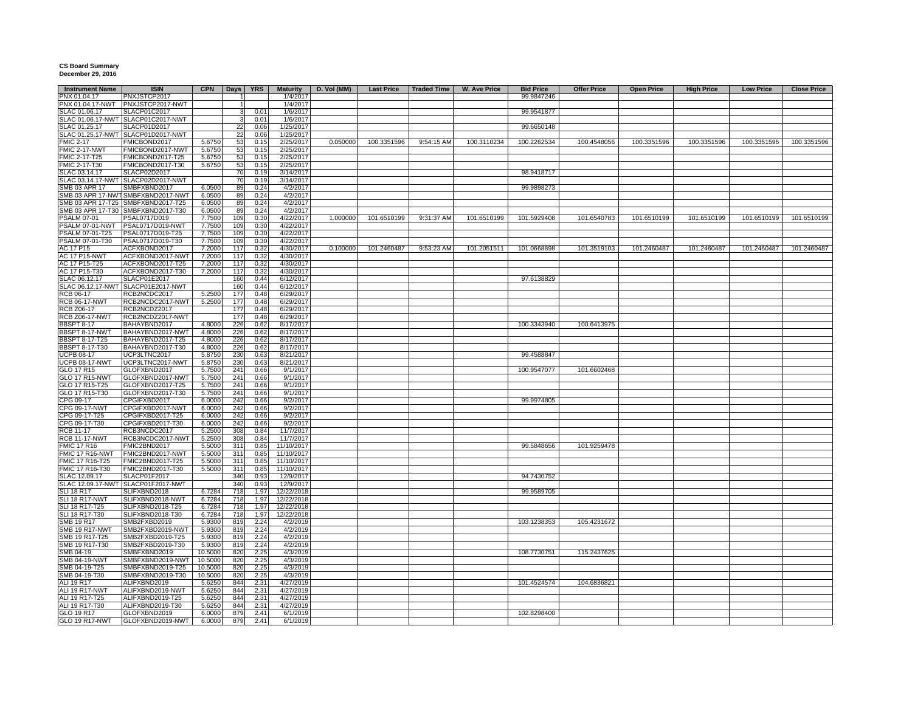**CS Board Summary**
**December 29, 2016**

| Instrument Name | ISIN | CPN | Days | YRS | Maturity | D. Vol (MM) | Last Price | Traded Time | W. Ave Price | Bid Price | Offer Price | Open Price | High Price | Low Price | Close Price |
|---|---|---|---|---|---|---|---|---|---|---|---|---|---|---|---|
| PNX 01.04.17 | PNXJSTCP2017 | | 1 | | 1/4/2017 | | | | | 99.9847246 | | | | | |
| PNX 01.04.17-NWT | PNXJSTCP2017-NWT | | 1 | | 1/4/2017 | | | | | | | | | | |
| SLAC 01.06.17 | SLACP01C2017 | | 3 | 0.01 | 1/6/2017 | | | | | 99.9541877 | | | | | |
| SLAC 01.06.17-NWT | SLACP01C2017-NWT | | 3 | 0.01 | 1/6/2017 | | | | | | | | | | |
| SLAC 01.25.17 | SLACP01D2017 | | 22 | 0.06 | 1/25/2017 | | | | | 99.6650148 | | | | | |
| SLAC 01.25.17-NWT | SLACP01D2017-NWT | | 22 | 0.06 | 1/25/2017 | | | | | | | | | | |
| FMIC 2-17 | FMICBOND2017 | 5.6750 | 53 | 0.15 | 2/25/2017 | 0.050000 | 100.3351596 | 9:54:15 AM | 100.3110234 | 100.2262534 | 100.4548056 | 100.3351596 | 100.3351596 | 100.3351596 | 100.3351596 |
| FMIC 2-17-NWT | FMICBOND2017-NWT | 5.6750 | 53 | 0.15 | 2/25/2017 | | | | | | | | | | |
| FMIC 2-17-T25 | FMICBOND2017-T25 | 5.6750 | 53 | 0.15 | 2/25/2017 | | | | | | | | | | |
| FMIC 2-17-T30 | FMICBOND2017-T30 | 5.6750 | 53 | 0.15 | 2/25/2017 | | | | | | | | | | |
| SLAC 03.14.17 | SLACP02D2017 | | 70 | 0.19 | 3/14/2017 | | | | | 98.9418717 | | | | | |
| SLAC 03.14.17-NWT | SLACP02D2017-NWT | | 70 | 0.19 | 3/14/2017 | | | | | | | | | | |
| SMB 03 APR 17 | SMBFXBND2017 | 6.0500 | 89 | 0.24 | 4/2/2017 | | | | | 99.9898273 | | | | | |
| SMB 03 APR 17-NWT | SMBFXBND2017-NWT | 6.0500 | 89 | 0.24 | 4/2/2017 | | | | | | | | | | |
| SMB 03 APR 17-T25 | SMBFXBND2017-T25 | 6.0500 | 89 | 0.24 | 4/2/2017 | | | | | | | | | | |
| SMB 03 APR 17-T30 | SMBFXBND2017-T30 | 6.0500 | 89 | 0.24 | 4/2/2017 | | | | | | | | | | |
| PSALM 07-01 | PSAL0717D019 | 7.7500 | 109 | 0.30 | 4/22/2017 | 1.000000 | 101.6510199 | 9:31:37 AM | 101.6510199 | 101.5929408 | 101.6540783 | 101.6510199 | 101.6510199 | 101.6510199 | 101.6510199 |
| PSALM 07-01-NWT | PSAL0717D019-NWT | 7.7500 | 109 | 0.30 | 4/22/2017 | | | | | | | | | | |
| PSALM 07-01-T25 | PSAL0717D019-T25 | 7.7500 | 109 | 0.30 | 4/22/2017 | | | | | | | | | | |
| PSALM 07-01-T30 | PSAL0717D019-T30 | 7.7500 | 109 | 0.30 | 4/22/2017 | | | | | | | | | | |
| AC 17 P15 | ACFXBOND2017 | 7.2000 | 117 | 0.32 | 4/30/2017 | 0.100000 | 101.2460487 | 9:53:23 AM | 101.2051511 | 101.0668898 | 101.3519103 | 101.2460487 | 101.2460487 | 101.2460487 | 101.2460487 |
| AC 17 P15-NWT | ACFXBOND2017-NWT | 7.2000 | 117 | 0.32 | 4/30/2017 | | | | | | | | | | |
| AC 17 P15-T25 | ACFXBOND2017-T25 | 7.2000 | 117 | 0.32 | 4/30/2017 | | | | | | | | | | |
| AC 17 P15-T30 | ACFXBOND2017-T30 | 7.2000 | 117 | 0.32 | 4/30/2017 | | | | | | | | | | |
| SLAC 06.12.17 | SLACP01E2017 | | 160 | 0.44 | 6/12/2017 | | | | | 97.6138829 | | | | | |
| SLAC 06.12.17-NWT | SLACP01E2017-NWT | | 160 | 0.44 | 6/12/2017 | | | | | | | | | | |
| RCB 06-17 | RCB2NCDC2017 | 5.2500 | 177 | 0.48 | 6/29/2017 | | | | | | | | | | |
| RCB 06-17-NWT | RCB2NCDC2017-NWT | 5.2500 | 177 | 0.48 | 6/29/2017 | | | | | | | | | | |
| RCB Z06-17 | RCB2NCDZ2017 | | 177 | 0.48 | 6/29/2017 | | | | | | | | | | |
| RCB Z06-17-NWT | RCB2NCDZ2017-NWT | | 177 | 0.48 | 6/29/2017 | | | | | | | | | | |
| BBSPT 8-17 | BAHAYBND2017 | 4.8000 | 226 | 0.62 | 8/17/2017 | | | | | 100.3343940 | 100.6413975 | | | | |
| BBSPT 8-17-NWT | BAHAYBND2017-NWT | 4.8000 | 226 | 0.62 | 8/17/2017 | | | | | | | | | | |
| BBSPT 8-17-T25 | BAHAYBND2017-T25 | 4.8000 | 226 | 0.62 | 8/17/2017 | | | | | | | | | | |
| BBSPT 8-17-T30 | BAHAYBND2017-T30 | 4.8000 | 226 | 0.62 | 8/17/2017 | | | | | | | | | | |
| UCPB 08-17 | UCP3LTNC2017 | 5.8750 | 230 | 0.63 | 8/21/2017 | | | | | 99.4588847 | | | | | |
| UCPB 08-17-NWT | UCP3LTNC2017-NWT | 5.8750 | 230 | 0.63 | 8/21/2017 | | | | | | | | | | |
| GLO 17 R15 | GLOFXBND2017 | 5.7500 | 241 | 0.66 | 9/1/2017 | | | | | 100.9547077 | 101.6602468 | | | | |
| GLO 17 R15-NWT | GLOFXBND2017-NWT | 5.7500 | 241 | 0.66 | 9/1/2017 | | | | | | | | | | |
| GLO 17 R15-T25 | GLOFXBND2017-T25 | 5.7500 | 241 | 0.66 | 9/1/2017 | | | | | | | | | | |
| GLO 17 R15-T30 | GLOFXBND2017-T30 | 5.7500 | 241 | 0.66 | 9/1/2017 | | | | | | | | | | |
| CPG 09-17 | CPGIFXBD2017 | 6.0000 | 242 | 0.66 | 9/2/2017 | | | | | 99.9974805 | | | | | |
| CPG 09-17-NWT | CPGIFXBD2017-NWT | 6.0000 | 242 | 0.66 | 9/2/2017 | | | | | | | | | | |
| CPG 09-17-T25 | CPGIFXBD2017-T25 | 6.0000 | 242 | 0.66 | 9/2/2017 | | | | | | | | | | |
| CPG 09-17-T30 | CPGIFXBD2017-T30 | 6.0000 | 242 | 0.66 | 9/2/2017 | | | | | | | | | | |
| RCB 11-17 | RCB3NCDC2017 | 5.2500 | 308 | 0.84 | 11/7/2017 | | | | | | | | | | |
| RCB 11-17-NWT | RCB3NCDC2017-NWT | 5.2500 | 308 | 0.84 | 11/7/2017 | | | | | | | | | | |
| FMIC 17 R16 | FMIC2BND2017 | 5.5000 | 311 | 0.85 | 11/10/2017 | | | | | 99.5848656 | 101.9259478 | | | | |
| FMIC 17 R16-NWT | FMIC2BND2017-NWT | 5.5000 | 311 | 0.85 | 11/10/2017 | | | | | | | | | | |
| FMIC 17 R16-T25 | FMIC2BND2017-T25 | 5.5000 | 311 | 0.85 | 11/10/2017 | | | | | | | | | | |
| FMIC 17 R16-T30 | FMIC2BND2017-T30 | 5.5000 | 311 | 0.85 | 11/10/2017 | | | | | | | | | | |
| SLAC 12.09.17 | SLACP01F2017 | | 340 | 0.93 | 12/9/2017 | | | | | 94.7430752 | | | | | |
| SLAC 12.09.17-NWT | SLACP01F2017-NWT | | 340 | 0.93 | 12/9/2017 | | | | | | | | | | |
| SLI 18 R17 | SLIFXBND2018 | 6.7284 | 718 | 1.97 | 12/22/2018 | | | | | 99.9589705 | | | | | |
| SLI 18 R17-NWT | SLIFXBND2018-NWT | 6.7284 | 718 | 1.97 | 12/22/2018 | | | | | | | | | | |
| SLI 18 R17-T25 | SLIFXBND2018-T25 | 6.7284 | 718 | 1.97 | 12/22/2018 | | | | | | | | | | |
| SLI 18 R17-T30 | SLIFXBND2018-T30 | 6.7284 | 718 | 1.97 | 12/22/2018 | | | | | | | | | | |
| SMB 19 R17 | SMB2FXBD2019 | 5.9300 | 819 | 2.24 | 4/2/2019 | | | | | 103.1238353 | 105.4231672 | | | | |
| SMB 19 R17-NWT | SMB2FXBD2019-NWT | 5.9300 | 819 | 2.24 | 4/2/2019 | | | | | | | | | | |
| SMB 19 R17-T25 | SMB2FXBD2019-T25 | 5.9300 | 819 | 2.24 | 4/2/2019 | | | | | | | | | | |
| SMB 19 R17-T30 | SMB2FXBD2019-T30 | 5.9300 | 819 | 2.24 | 4/2/2019 | | | | | | | | | | |
| SMB 04-19 | SMBFXBND2019 | 10.5000 | 820 | 2.25 | 4/3/2019 | | | | | 108.7730751 | 115.2437625 | | | | |
| SMB 04-19-NWT | SMBFXBND2019-NWT | 10.5000 | 820 | 2.25 | 4/3/2019 | | | | | | | | | | |
| SMB 04-19-T25 | SMBFXBND2019-T25 | 10.5000 | 820 | 2.25 | 4/3/2019 | | | | | | | | | | |
| SMB 04-19-T30 | SMBFXBND2019-T30 | 10.5000 | 820 | 2.25 | 4/3/2019 | | | | | | | | | | |
| ALI 19 R17 | ALIFXBND2019 | 5.6250 | 844 | 2.31 | 4/27/2019 | | | | | 101.4524574 | 104.6836821 | | | | |
| ALI 19 R17-NWT | ALIFXBND2019-NWT | 5.6250 | 844 | 2.31 | 4/27/2019 | | | | | | | | | | |
| ALI 19 R17-T25 | ALIFXBND2019-T25 | 5.6250 | 844 | 2.31 | 4/27/2019 | | | | | | | | | | |
| ALI 19 R17-T30 | ALIFXBND2019-T30 | 5.6250 | 844 | 2.31 | 4/27/2019 | | | | | | | | | | |
| GLO 19 R17 | GLOFXBND2019 | 6.0000 | 879 | 2.41 | 6/1/2019 | | | | | 102.8298400 | | | | | |
| GLO 19 R17-NWT | GLOFXBND2019-NWT | 6.0000 | 879 | 2.41 | 6/1/2019 | | | | | | | | | | |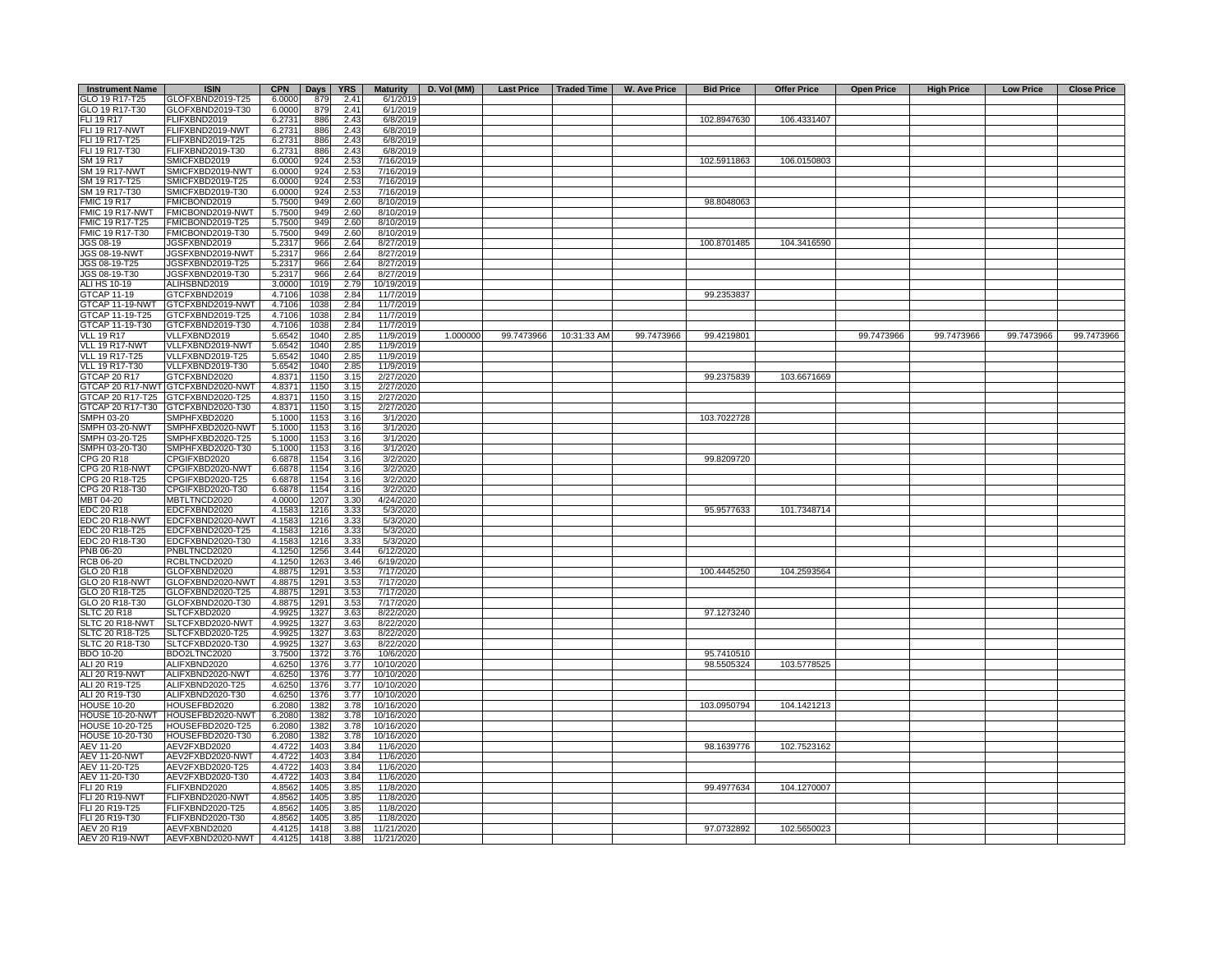| Instrument Name | ISIN | CPN | Days | YRS | Maturity | D. Vol (MM) | Last Price | Traded Time | W. Ave Price | Bid Price | Offer Price | Open Price | High Price | Low Price | Close Price |
|---|---|---|---|---|---|---|---|---|---|---|---|---|---|---|---|
| GLO 19 R17-T25 | GLOFXBND2019-T25 | 6.0000 | 879 | 2.41 | 6/1/2019 | | | | | | | | | | |
| GLO 19 R17-T30 | GLOFXBND2019-T30 | 6.0000 | 879 | 2.41 | 6/1/2019 | | | | | | | | | | |
| FLI 19 R17 | FLIFXBND2019 | 6.2731 | 886 | 2.43 | 6/8/2019 | | | | | 102.8947630 | 106.4331407 | | | | |
| FLI 19 R17-NWT | FLIFXBND2019-NWT | 6.2731 | 886 | 2.43 | 6/8/2019 | | | | | | | | | | |
| FLI 19 R17-T25 | FLIFXBND2019-T25 | 6.2731 | 886 | 2.43 | 6/8/2019 | | | | | | | | | | |
| FLI 19 R17-T30 | FLIFXBND2019-T30 | 6.2731 | 886 | 2.43 | 6/8/2019 | | | | | | | | | | |
| SM 19 R17 | SMICFXBD2019 | 6.0000 | 924 | 2.53 | 7/16/2019 | | | | | 102.5911863 | 106.0150803 | | | | |
| SM 19 R17-NWT | SMICFXBD2019-NWT | 6.0000 | 924 | 2.53 | 7/16/2019 | | | | | | | | | | |
| SM 19 R17-T25 | SMICFXBD2019-T25 | 6.0000 | 924 | 2.53 | 7/16/2019 | | | | | | | | | | |
| SM 19 R17-T30 | SMICFXBD2019-T30 | 6.0000 | 924 | 2.53 | 7/16/2019 | | | | | | | | | | |
| FMIC 19 R17 | FMICBOND2019 | 5.7500 | 949 | 2.60 | 8/10/2019 | | | | | 98.8048063 | | | | | |
| FMIC 19 R17-NWT | FMICBOND2019-NWT | 5.7500 | 949 | 2.60 | 8/10/2019 | | | | | | | | | | |
| FMIC 19 R17-T25 | FMICBOND2019-T25 | 5.7500 | 949 | 2.60 | 8/10/2019 | | | | | | | | | | |
| FMIC 19 R17-T30 | FMICBOND2019-T30 | 5.7500 | 949 | 2.60 | 8/10/2019 | | | | | | | | | | |
| JGS 08-19 | JGSFXBND2019 | 5.2317 | 966 | 2.64 | 8/27/2019 | | | | | 100.8701485 | 104.3416590 | | | | |
| JGS 08-19-NWT | JGSFXBND2019-NWT | 5.2317 | 966 | 2.64 | 8/27/2019 | | | | | | | | | | |
| JGS 08-19-T25 | JGSFXBND2019-T25 | 5.2317 | 966 | 2.64 | 8/27/2019 | | | | | | | | | | |
| JGS 08-19-T30 | JGSFXBND2019-T30 | 5.2317 | 966 | 2.64 | 8/27/2019 | | | | | | | | | | |
| ALI HS 10-19 | ALIHSBND2019 | 3.0000 | 1019 | 2.79 | 10/19/2019 | | | | | | | | | | |
| GTCAP 11-19 | GTCFXBND2019 | 4.7106 | 1038 | 2.84 | 11/7/2019 | | | | | 99.2353837 | | | | | |
| GTCAP 11-19-NWT | GTCFXBND2019-NWT | 4.7106 | 1038 | 2.84 | 11/7/2019 | | | | | | | | | | |
| GTCAP 11-19-T25 | GTCFXBND2019-T25 | 4.7106 | 1038 | 2.84 | 11/7/2019 | | | | | | | | | | |
| GTCAP 11-19-T30 | GTCFXBND2019-T30 | 4.7106 | 1038 | 2.84 | 11/7/2019 | | | | | | | | | | |
| VLL 19 R17 | VLLFXBND2019 | 5.6542 | 1040 | 2.85 | 11/9/2019 | 1.000000 | 99.7473966 | 10:31:33 AM | 99.7473966 | 99.4219801 | | 99.7473966 | 99.7473966 | 99.7473966 | 99.7473966 |
| VLL 19 R17-NWT | VLLFXBND2019-NWT | 5.6542 | 1040 | 2.85 | 11/9/2019 | | | | | | | | | | |
| VLL 19 R17-T25 | VLLFXBND2019-T25 | 5.6542 | 1040 | 2.85 | 11/9/2019 | | | | | | | | | | |
| VLL 19 R17-T30 | VLLFXBND2019-T30 | 5.6542 | 1040 | 2.85 | 11/9/2019 | | | | | | | | | | |
| GTCAP 20 R17 | GTCFXBND2020 | 4.8371 | 1150 | 3.15 | 2/27/2020 | | | | | 99.2375839 | 103.6671669 | | | | |
| GTCAP 20 R17-NWT | GTCFXBND2020-NWT | 4.8371 | 1150 | 3.15 | 2/27/2020 | | | | | | | | | | |
| GTCAP 20 R17-T25 | GTCFXBND2020-T25 | 4.8371 | 1150 | 3.15 | 2/27/2020 | | | | | | | | | | |
| GTCAP 20 R17-T30 | GTCFXBND2020-T30 | 4.8371 | 1150 | 3.15 | 2/27/2020 | | | | | | | | | | |
| SMPH 03-20 | SMPHFXBD2020 | 5.1000 | 1153 | 3.16 | 3/1/2020 | | | | | 103.7022728 | | | | | |
| SMPH 03-20-NWT | SMPHFXBD2020-NWT | 5.1000 | 1153 | 3.16 | 3/1/2020 | | | | | | | | | | |
| SMPH 03-20-T25 | SMPHFXBD2020-T25 | 5.1000 | 1153 | 3.16 | 3/1/2020 | | | | | | | | | | |
| SMPH 03-20-T30 | SMPHFXBD2020-T30 | 5.1000 | 1153 | 3.16 | 3/1/2020 | | | | | | | | | | |
| CPG 20 R18 | CPGIFXBD2020 | 6.6878 | 1154 | 3.16 | 3/2/2020 | | | | | 99.8209720 | | | | | |
| CPG 20 R18-NWT | CPGIFXBD2020-NWT | 6.6878 | 1154 | 3.16 | 3/2/2020 | | | | | | | | | | |
| CPG 20 R18-T25 | CPGIFXBD2020-T25 | 6.6878 | 1154 | 3.16 | 3/2/2020 | | | | | | | | | | |
| CPG 20 R18-T30 | CPGIFXBD2020-T30 | 6.6878 | 1154 | 3.16 | 3/2/2020 | | | | | | | | | | |
| MBT 04-20 | MBTLTNCD2020 | 4.0000 | 1207 | 3.30 | 4/24/2020 | | | | | | | | | | |
| EDC 20 R18 | EDCFXBND2020 | 4.1583 | 1216 | 3.33 | 5/3/2020 | | | | | 95.9577633 | 101.7348714 | | | | |
| EDC 20 R18-NWT | EDCFXBND2020-NWT | 4.1583 | 1216 | 3.33 | 5/3/2020 | | | | | | | | | | |
| EDC 20 R18-T25 | EDCFXBND2020-T25 | 4.1583 | 1216 | 3.33 | 5/3/2020 | | | | | | | | | | |
| EDC 20 R18-T30 | EDCFXBND2020-T30 | 4.1583 | 1216 | 3.33 | 5/3/2020 | | | | | | | | | | |
| PNB 06-20 | PNBLTNCD2020 | 4.1250 | 1256 | 3.44 | 6/12/2020 | | | | | | | | | | |
| RCB 06-20 | RCBLTNCD2020 | 4.1250 | 1263 | 3.46 | 6/19/2020 | | | | | | | | | | |
| GLO 20 R18 | GLOFXBND2020 | 4.8875 | 1291 | 3.53 | 7/17/2020 | | | | | 100.4445250 | 104.2593564 | | | | |
| GLO 20 R18-NWT | GLOFXBND2020-NWT | 4.8875 | 1291 | 3.53 | 7/17/2020 | | | | | | | | | | |
| GLO 20 R18-T25 | GLOFXBND2020-T25 | 4.8875 | 1291 | 3.53 | 7/17/2020 | | | | | | | | | | |
| GLO 20 R18-T30 | GLOFXBND2020-T30 | 4.8875 | 1291 | 3.53 | 7/17/2020 | | | | | | | | | | |
| SLTC 20 R18 | SLTCFXBD2020 | 4.9925 | 1327 | 3.63 | 8/22/2020 | | | | | 97.1273240 | | | | | |
| SLTC 20 R18-NWT | SLTCFXBD2020-NWT | 4.9925 | 1327 | 3.63 | 8/22/2020 | | | | | | | | | | |
| SLTC 20 R18-T25 | SLTCFXBD2020-T25 | 4.9925 | 1327 | 3.63 | 8/22/2020 | | | | | | | | | | |
| SLTC 20 R18-T30 | SLTCFXBD2020-T30 | 4.9925 | 1327 | 3.63 | 8/22/2020 | | | | | | | | | | |
| BDO 10-20 | BDO2LTNC2020 | 3.7500 | 1372 | 3.76 | 10/6/2020 | | | | | 95.7410510 | | | | | |
| ALI 20 R19 | ALIFXBND2020 | 4.6250 | 1376 | 3.77 | 10/10/2020 | | | | | 98.5505324 | 103.5778525 | | | | |
| ALI 20 R19-NWT | ALIFXBND2020-NWT | 4.6250 | 1376 | 3.77 | 10/10/2020 | | | | | | | | | | |
| ALI 20 R19-T25 | ALIFXBND2020-T25 | 4.6250 | 1376 | 3.77 | 10/10/2020 | | | | | | | | | | |
| ALI 20 R19-T30 | ALIFXBND2020-T30 | 4.6250 | 1376 | 3.77 | 10/10/2020 | | | | | | | | | | |
| HOUSE 10-20 | HOUSEFBD2020 | 6.2080 | 1382 | 3.78 | 10/16/2020 | | | | | 103.0950794 | 104.1421213 | | | | |
| HOUSE 10-20-NWT | HOUSEFBD2020-NWT | 6.2080 | 1382 | 3.78 | 10/16/2020 | | | | | | | | | | |
| HOUSE 10-20-T25 | HOUSEFBD2020-T25 | 6.2080 | 1382 | 3.78 | 10/16/2020 | | | | | | | | | | |
| HOUSE 10-20-T30 | HOUSEFBD2020-T30 | 6.2080 | 1382 | 3.78 | 10/16/2020 | | | | | | | | | | |
| AEV 11-20 | AEV2FXBD2020 | 4.4722 | 1403 | 3.84 | 11/6/2020 | | | | | 98.1639776 | 102.7523162 | | | | |
| AEV 11-20-NWT | AEV2FXBD2020-NWT | 4.4722 | 1403 | 3.84 | 11/6/2020 | | | | | | | | | | |
| AEV 11-20-T25 | AEV2FXBD2020-T25 | 4.4722 | 1403 | 3.84 | 11/6/2020 | | | | | | | | | | |
| AEV 11-20-T30 | AEV2FXBD2020-T30 | 4.4722 | 1403 | 3.84 | 11/6/2020 | | | | | | | | | | |
| FLI 20 R19 | FLIFXBND2020 | 4.8562 | 1405 | 3.85 | 11/8/2020 | | | | | 99.4977634 | 104.1270007 | | | | |
| FLI 20 R19-NWT | FLIFXBND2020-NWT | 4.8562 | 1405 | 3.85 | 11/8/2020 | | | | | | | | | | |
| FLI 20 R19-T25 | FLIFXBND2020-T25 | 4.8562 | 1405 | 3.85 | 11/8/2020 | | | | | | | | | | |
| FLI 20 R19-T30 | FLIFXBND2020-T30 | 4.8562 | 1405 | 3.85 | 11/8/2020 | | | | | | | | | | |
| AEV 20 R19 | AEVFXBND2020 | 4.4125 | 1418 | 3.88 | 11/21/2020 | | | | | 97.0732892 | 102.5650023 | | | | |
| AEV 20 R19-NWT | AEVFXBND2020-NWT | 4.4125 | 1418 | 3.88 | 11/21/2020 | | | | | | | | | | |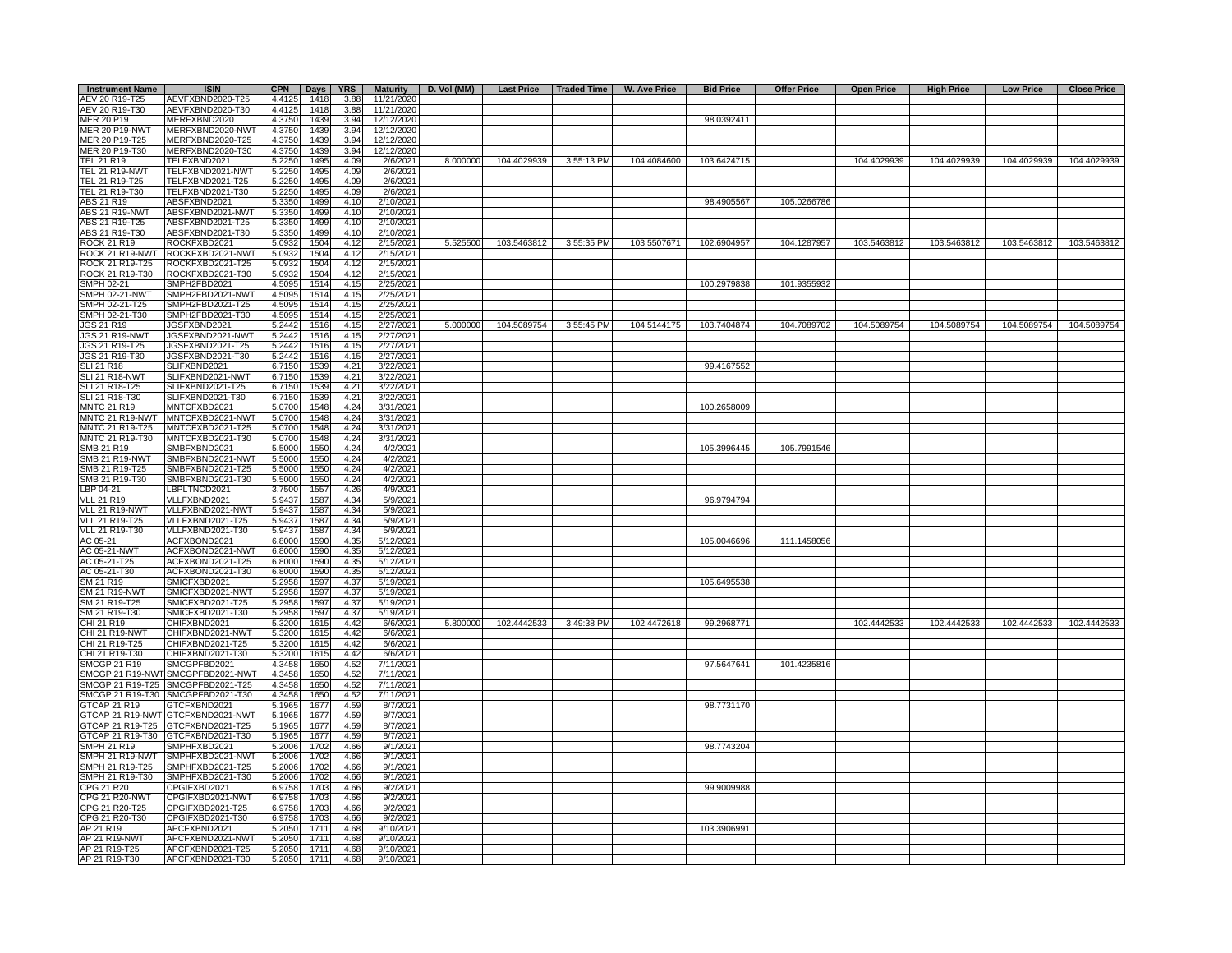| Instrument Name | ISIN | CPN | Days | YRS | Maturity | D. Vol (MM) | Last Price | Traded Time | W. Ave Price | Bid Price | Offer Price | Open Price | High Price | Low Price | Close Price |
|---|---|---|---|---|---|---|---|---|---|---|---|---|---|---|---|
| AEV 20 R19-T25 | AEVFXBND2020-T25 | 4.4125 | 1418 | 3.88 | 11/21/2020 | | | | | | | | | | |
| AEV 20 R19-T30 | AEVFXBND2020-T30 | 4.4125 | 1418 | 3.88 | 11/21/2020 | | | | | | | | | | |
| MER 20 P19 | MERFXBND2020 | 4.3750 | 1439 | 3.94 | 12/12/2020 | | | | | 98.0392411 | | | | | |
| MER 20 P19-NWT | MERFXBND2020-NWT | 4.3750 | 1439 | 3.94 | 12/12/2020 | | | | | | | | | | |
| MER 20 P19-T25 | MERFXBND2020-T25 | 4.3750 | 1439 | 3.94 | 12/12/2020 | | | | | | | | | | |
| MER 20 P19-T30 | MERFXBND2020-T30 | 4.3750 | 1439 | 3.94 | 12/12/2020 | | | | | | | | | | |
| TEL 21 R19 | TELFXBND2021 | 5.2250 | 1495 | 4.09 | 2/6/2021 | 8.000000 | 104.4029939 | 3:55:13 PM | 104.4084600 | 103.6424715 | | 104.4029939 | 104.4029939 | 104.4029939 | 104.4029939 |
| TEL 21 R19-NWT | TELFXBND2021-NWT | 5.2250 | 1495 | 4.09 | 2/6/2021 | | | | | | | | | | |
| TEL 21 R19-T25 | TELFXBND2021-T25 | 5.2250 | 1495 | 4.09 | 2/6/2021 | | | | | | | | | | |
| TEL 21 R19-T30 | TELFXBND2021-T30 | 5.2250 | 1495 | 4.09 | 2/6/2021 | | | | | | | | | | |
| ABS 21 R19 | ABSFXBND2021 | 5.3350 | 1499 | 4.10 | 2/10/2021 | | | | | 98.4905567 | 105.0266786 | | | | |
| ABS 21 R19-NWT | ABSFXBND2021-NWT | 5.3350 | 1499 | 4.10 | 2/10/2021 | | | | | | | | | | |
| ABS 21 R19-T25 | ABSFXBND2021-T25 | 5.3350 | 1499 | 4.10 | 2/10/2021 | | | | | | | | | | |
| ABS 21 R19-T30 | ABSFXBND2021-T30 | 5.3350 | 1499 | 4.10 | 2/10/2021 | | | | | | | | | | |
| ROCK 21 R19 | ROCKFXBD2021 | 5.0932 | 1504 | 4.12 | 2/15/2021 | 5.525500 | 103.5463812 | 3:55:35 PM | 103.5507671 | 102.6904957 | 104.1287957 | 103.5463812 | 103.5463812 | 103.5463812 | 103.5463812 |
| ROCK 21 R19-NWT | ROCKFXBD2021-NWT | 5.0932 | 1504 | 4.12 | 2/15/2021 | | | | | | | | | | |
| ROCK 21 R19-T25 | ROCKFXBD2021-T25 | 5.0932 | 1504 | 4.12 | 2/15/2021 | | | | | | | | | | |
| ROCK 21 R19-T30 | ROCKFXBD2021-T30 | 5.0932 | 1504 | 4.12 | 2/15/2021 | | | | | | | | | | |
| SMPH 02-21 | SMPH2FBD2021 | 4.5095 | 1514 | 4.15 | 2/25/2021 | | | | | 100.2979838 | 101.9355932 | | | | |
| SMPH 02-21-NWT | SMPH2FBD2021-NWT | 4.5095 | 1514 | 4.15 | 2/25/2021 | | | | | | | | | | |
| SMPH 02-21-T25 | SMPH2FBD2021-T25 | 4.5095 | 1514 | 4.15 | 2/25/2021 | | | | | | | | | | |
| SMPH 02-21-T30 | SMPH2FBD2021-T30 | 4.5095 | 1514 | 4.15 | 2/25/2021 | | | | | | | | | | |
| JGS 21 R19 | JGSFXBND2021 | 5.2442 | 1516 | 4.15 | 2/27/2021 | 5.000000 | 104.5089754 | 3:55:45 PM | 104.5144175 | 103.7404874 | 104.7089702 | 104.5089754 | 104.5089754 | 104.5089754 | 104.5089754 |
| JGS 21 R19-NWT | JGSFXBND2021-NWT | 5.2442 | 1516 | 4.15 | 2/27/2021 | | | | | | | | | | |
| JGS 21 R19-T25 | JGSFXBND2021-T25 | 5.2442 | 1516 | 4.15 | 2/27/2021 | | | | | | | | | | |
| JGS 21 R19-T30 | JGSFXBND2021-T30 | 5.2442 | 1516 | 4.15 | 2/27/2021 | | | | | | | | | | |
| SLI 21 R18 | SLIFXBND2021 | 6.7150 | 1539 | 4.21 | 3/22/2021 | | | | | 99.4167552 | | | | | |
| SLI 21 R18-NWT | SLIFXBND2021-NWT | 6.7150 | 1539 | 4.21 | 3/22/2021 | | | | | | | | | | |
| SLI 21 R18-T25 | SLIFXBND2021-T25 | 6.7150 | 1539 | 4.21 | 3/22/2021 | | | | | | | | | | |
| SLI 21 R18-T30 | SLIFXBND2021-T30 | 6.7150 | 1539 | 4.21 | 3/22/2021 | | | | | | | | | | |
| MNTC 21 R19 | MNTCFXBD2021 | 5.0700 | 1548 | 4.24 | 3/31/2021 | | | | | 100.2658009 | | | | | |
| MNTC 21 R19-NWT | MNTCFXBD2021-NWT | 5.0700 | 1548 | 4.24 | 3/31/2021 | | | | | | | | | | |
| MNTC 21 R19-T25 | MNTCFXBD2021-T25 | 5.0700 | 1548 | 4.24 | 3/31/2021 | | | | | | | | | | |
| MNTC 21 R19-T30 | MNTCFXBD2021-T30 | 5.0700 | 1548 | 4.24 | 3/31/2021 | | | | | | | | | | |
| SMB 21 R19 | SMBFXBND2021 | 5.5000 | 1550 | 4.24 | 4/2/2021 | | | | | 105.3996445 | 105.7991546 | | | | |
| SMB 21 R19-NWT | SMBFXBND2021-NWT | 5.5000 | 1550 | 4.24 | 4/2/2021 | | | | | | | | | | |
| SMB 21 R19-T25 | SMBFXBND2021-T25 | 5.5000 | 1550 | 4.24 | 4/2/2021 | | | | | | | | | | |
| SMB 21 R19-T30 | SMBFXBND2021-T30 | 5.5000 | 1550 | 4.24 | 4/2/2021 | | | | | | | | | | |
| LBP 04-21 | LBPLTNCD2021 | 3.7500 | 1557 | 4.26 | 4/9/2021 | | | | | | | | | | |
| VLL 21 R19 | VLLFXBND2021 | 5.9437 | 1587 | 4.34 | 5/9/2021 | | | | | 96.9794794 | | | | | |
| VLL 21 R19-NWT | VLLFXBND2021-NWT | 5.9437 | 1587 | 4.34 | 5/9/2021 | | | | | | | | | | |
| VLL 21 R19-T25 | VLLFXBND2021-T25 | 5.9437 | 1587 | 4.34 | 5/9/2021 | | | | | | | | | | |
| VLL 21 R19-T30 | VLLFXBND2021-T30 | 5.9437 | 1587 | 4.34 | 5/9/2021 | | | | | | | | | | |
| AC 05-21 | ACFXBOND2021 | 6.8000 | 1590 | 4.35 | 5/12/2021 | | | | | 105.0046696 | 111.1458056 | | | | |
| AC 05-21-NWT | ACFXBOND2021-NWT | 6.8000 | 1590 | 4.35 | 5/12/2021 | | | | | | | | | | |
| AC 05-21-T25 | ACFXBOND2021-T25 | 6.8000 | 1590 | 4.35 | 5/12/2021 | | | | | | | | | | |
| AC 05-21-T30 | ACFXBOND2021-T30 | 6.8000 | 1590 | 4.35 | 5/12/2021 | | | | | | | | | | |
| SM 21 R19 | SMICFXBD2021 | 5.2958 | 1597 | 4.37 | 5/19/2021 | | | | | 105.6495538 | | | | | |
| SM 21 R19-NWT | SMICFXBD2021-NWT | 5.2958 | 1597 | 4.37 | 5/19/2021 | | | | | | | | | | |
| SM 21 R19-T25 | SMICFXBD2021-T25 | 5.2958 | 1597 | 4.37 | 5/19/2021 | | | | | | | | | | |
| SM 21 R19-T30 | SMICFXBD2021-T30 | 5.2958 | 1597 | 4.37 | 5/19/2021 | | | | | | | | | | |
| CHI 21 R19 | CHIFXBND2021 | 5.3200 | 1615 | 4.42 | 6/6/2021 | 5.800000 | 102.4442533 | 3:49:38 PM | 102.4472618 | 99.2968771 | | 102.4442533 | 102.4442533 | 102.4442533 | 102.4442533 |
| CHI 21 R19-NWT | CHIFXBND2021-NWT | 5.3200 | 1615 | 4.42 | 6/6/2021 | | | | | | | | | | |
| CHI 21 R19-T25 | CHIFXBND2021-T25 | 5.3200 | 1615 | 4.42 | 6/6/2021 | | | | | | | | | | |
| CHI 21 R19-T30 | CHIFXBND2021-T30 | 5.3200 | 1615 | 4.42 | 6/6/2021 | | | | | | | | | | |
| SMCGP 21 R19 | SMCGPFBD2021 | 4.3458 | 1650 | 4.52 | 7/11/2021 | | | | | 97.5647641 | 101.4235816 | | | | |
| SMCGP 21 R19-NWT | SMCGPFBD2021-NWT | 4.3458 | 1650 | 4.52 | 7/11/2021 | | | | | | | | | | |
| SMCGP 21 R19-T25 | SMCGPFBD2021-T25 | 4.3458 | 1650 | 4.52 | 7/11/2021 | | | | | | | | | | |
| SMCGP 21 R19-T30 | SMCGPFBD2021-T30 | 4.3458 | 1650 | 4.52 | 7/11/2021 | | | | | | | | | | |
| GTCAP 21 R19 | GTCFXBND2021 | 5.1965 | 1677 | 4.59 | 8/7/2021 | | | | | 98.7731170 | | | | | |
| GTCAP 21 R19-NWT | GTCFXBND2021-NWT | 5.1965 | 1677 | 4.59 | 8/7/2021 | | | | | | | | | | |
| GTCAP 21 R19-T25 | GTCFXBND2021-T25 | 5.1965 | 1677 | 4.59 | 8/7/2021 | | | | | | | | | | |
| GTCAP 21 R19-T30 | GTCFXBND2021-T30 | 5.1965 | 1677 | 4.59 | 8/7/2021 | | | | | | | | | | |
| SMPH 21 R19 | SMPHFXBD2021 | 5.2006 | 1702 | 4.66 | 9/1/2021 | | | | | 98.7743204 | | | | | |
| SMPH 21 R19-NWT | SMPHFXBD2021-NWT | 5.2006 | 1702 | 4.66 | 9/1/2021 | | | | | | | | | | |
| SMPH 21 R19-T25 | SMPHFXBD2021-T25 | 5.2006 | 1702 | 4.66 | 9/1/2021 | | | | | | | | | | |
| SMPH 21 R19-T30 | SMPHFXBD2021-T30 | 5.2006 | 1702 | 4.66 | 9/1/2021 | | | | | | | | | | |
| CPG 21 R20 | CPGIFXBD2021 | 6.9758 | 1703 | 4.66 | 9/2/2021 | | | | | 99.9009988 | | | | | |
| CPG 21 R20-NWT | CPGIFXBD2021-NWT | 6.9758 | 1703 | 4.66 | 9/2/2021 | | | | | | | | | | |
| CPG 21 R20-T25 | CPGIFXBD2021-T25 | 6.9758 | 1703 | 4.66 | 9/2/2021 | | | | | | | | | | |
| CPG 21 R20-T30 | CPGIFXBD2021-T30 | 6.9758 | 1703 | 4.66 | 9/2/2021 | | | | | | | | | | |
| AP 21 R19 | APCFXBND2021 | 5.2050 | 1711 | 4.68 | 9/10/2021 | | | | | 103.3906991 | | | | | |
| AP 21 R19-NWT | APCFXBND2021-NWT | 5.2050 | 1711 | 4.68 | 9/10/2021 | | | | | | | | | | |
| AP 21 R19-T25 | APCFXBND2021-T25 | 5.2050 | 1711 | 4.68 | 9/10/2021 | | | | | | | | | | |
| AP 21 R19-T30 | APCFXBND2021-T30 | 5.2050 | 1711 | 4.68 | 9/10/2021 | | | | | | | | | | |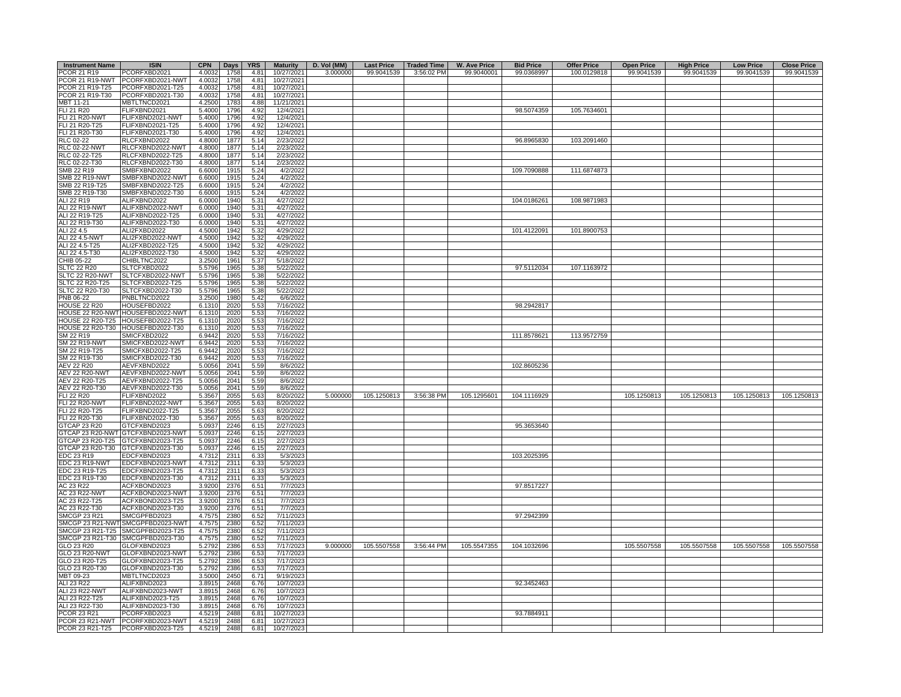| Instrument Name | ISIN | CPN | Days | YRS | Maturity | D. Vol (MM) | Last Price | Traded Time | W. Ave Price | Bid Price | Offer Price | Open Price | High Price | Low Price | Close Price |
|---|---|---|---|---|---|---|---|---|---|---|---|---|---|---|---|
| PCOR 21 R19 | PCORFXBD2021 | 4.0032 | 1758 | 4.81 | 10/27/2021 | 3.000000 | 99.9041539 | 3:56:02 PM | 99.9040001 | 99.0368997 | 100.0129818 | 99.9041539 | 99.9041539 | 99.9041539 | 99.9041539 |
| PCOR 21 R19-NWT | PCORFXBD2021-NWT | 4.0032 | 1758 | 4.81 | 10/27/2021 | | | | | | | | | | |
| PCOR 21 R19-T25 | PCORFXBD2021-T25 | 4.0032 | 1758 | 4.81 | 10/27/2021 | | | | | | | | | | |
| PCOR 21 R19-T30 | PCORFXBD2021-T30 | 4.0032 | 1758 | 4.81 | 10/27/2021 | | | | | | | | | | |
| MBT 11-21 | MBTLTNCD2021 | 4.2500 | 1783 | 4.88 | 11/21/2021 | | | | | | | | | | |
| FLI 21 R20 | FLIFXBND2021 | 5.4000 | 1796 | 4.92 | 12/4/2021 | | | | | 98.5074359 | 105.7634601 | | | | |
| FLI 21 R20-NWT | FLIFXBND2021-NWT | 5.4000 | 1796 | 4.92 | 12/4/2021 | | | | | | | | | | |
| FLI 21 R20-T25 | FLIFXBND2021-T25 | 5.4000 | 1796 | 4.92 | 12/4/2021 | | | | | | | | | | |
| FLI 21 R20-T30 | FLIFXBND2021-T30 | 5.4000 | 1796 | 4.92 | 12/4/2021 | | | | | | | | | | |
| RLC 02-22 | RLCFXBND2022 | 4.8000 | 1877 | 5.14 | 2/23/2022 | | | | | 96.8965830 | 103.2091460 | | | | |
| RLC 02-22-NWT | RLCFXBND2022-NWT | 4.8000 | 1877 | 5.14 | 2/23/2022 | | | | | | | | | | |
| RLC 02-22-T25 | RLCFXBND2022-T25 | 4.8000 | 1877 | 5.14 | 2/23/2022 | | | | | | | | | | |
| RLC 02-22-T30 | RLCFXBND2022-T30 | 4.8000 | 1877 | 5.14 | 2/23/2022 | | | | | | | | | | |
| SMB 22 R19 | SMBFXBND2022 | 6.6000 | 1915 | 5.24 | 4/2/2022 | | | | | 109.7090888 | 111.6874873 | | | | |
| SMB 22 R19-NWT | SMBFXBND2022-NWT | 6.6000 | 1915 | 5.24 | 4/2/2022 | | | | | | | | | | |
| SMB 22 R19-T25 | SMBFXBND2022-T25 | 6.6000 | 1915 | 5.24 | 4/2/2022 | | | | | | | | | | |
| SMB 22 R19-T30 | SMBFXBND2022-T30 | 6.6000 | 1915 | 5.24 | 4/2/2022 | | | | | | | | | | |
| ALI 22 R19 | ALIFXBND2022 | 6.0000 | 1940 | 5.31 | 4/27/2022 | | | | | 104.0186261 | 108.9871983 | | | | |
| ALI 22 R19-NWT | ALIFXBND2022-NWT | 6.0000 | 1940 | 5.31 | 4/27/2022 | | | | | | | | | | |
| ALI 22 R19-T25 | ALIFXBND2022-T25 | 6.0000 | 1940 | 5.31 | 4/27/2022 | | | | | | | | | | |
| ALI 22 R19-T30 | ALIFXBND2022-T30 | 6.0000 | 1940 | 5.31 | 4/27/2022 | | | | | | | | | | |
| ALI 22 4.5 | ALI2FXBD2022 | 4.5000 | 1942 | 5.32 | 4/29/2022 | | | | | 101.4122091 | 101.8900753 | | | | |
| ALI 22 4.5-NWT | ALI2FXBD2022-NWT | 4.5000 | 1942 | 5.32 | 4/29/2022 | | | | | | | | | | |
| ALI 22 4.5-T25 | ALI2FXBD2022-T25 | 4.5000 | 1942 | 5.32 | 4/29/2022 | | | | | | | | | | |
| ALI 22 4.5-T30 | ALI2FXBD2022-T30 | 4.5000 | 1942 | 5.32 | 4/29/2022 | | | | | | | | | | |
| CHIB 05-22 | CHIBLTNC2022 | 3.2500 | 1961 | 5.37 | 5/18/2022 | | | | | | | | | | |
| SLTC 22 R20 | SLTCFXBD2022 | 5.5796 | 1965 | 5.38 | 5/22/2022 | | | | | 97.5112034 | 107.1163972 | | | | |
| SLTC 22 R20-NWT | SLTCFXBD2022-NWT | 5.5796 | 1965 | 5.38 | 5/22/2022 | | | | | | | | | | |
| SLTC 22 R20-T25 | SLTCFXBD2022-T25 | 5.5796 | 1965 | 5.38 | 5/22/2022 | | | | | | | | | | |
| SLTC 22 R20-T30 | SLTCFXBD2022-T30 | 5.5796 | 1965 | 5.38 | 5/22/2022 | | | | | | | | | | |
| PNB 06-22 | PNBLTNCD2022 | 3.2500 | 1980 | 5.42 | 6/6/2022 | | | | | | | | | | |
| HOUSE 22 R20 | HOUSEFBD2022 | 6.1310 | 2020 | 5.53 | 7/16/2022 | | | | | 98.2942817 | | | | | |
| HOUSE 22 R20-NWT | HOUSEFBD2022-NWT | 6.1310 | 2020 | 5.53 | 7/16/2022 | | | | | | | | | | |
| HOUSE 22 R20-T25 | HOUSEFBD2022-T25 | 6.1310 | 2020 | 5.53 | 7/16/2022 | | | | | | | | | | |
| HOUSE 22 R20-T30 | HOUSEFBD2022-T30 | 6.1310 | 2020 | 5.53 | 7/16/2022 | | | | | | | | | | |
| SM 22 R19 | SMICFXBD2022 | 6.9442 | 2020 | 5.53 | 7/16/2022 | | | | | 111.8578621 | 113.9572759 | | | | |
| SM 22 R19-NWT | SMICFXBD2022-NWT | 6.9442 | 2020 | 5.53 | 7/16/2022 | | | | | | | | | | |
| SM 22 R19-T25 | SMICFXBD2022-T25 | 6.9442 | 2020 | 5.53 | 7/16/2022 | | | | | | | | | | |
| SM 22 R19-T30 | SMICFXBD2022-T30 | 6.9442 | 2020 | 5.53 | 7/16/2022 | | | | | | | | | | |
| AEV 22 R20 | AEVFXBND2022 | 5.0056 | 2041 | 5.59 | 8/6/2022 | | | | | 102.8605236 | | | | | |
| AEV 22 R20-NWT | AEVFXBND2022-NWT | 5.0056 | 2041 | 5.59 | 8/6/2022 | | | | | | | | | | |
| AEV 22 R20-T25 | AEVFXBND2022-T25 | 5.0056 | 2041 | 5.59 | 8/6/2022 | | | | | | | | | | |
| AEV 22 R20-T30 | AEVFXBND2022-T30 | 5.0056 | 2041 | 5.59 | 8/6/2022 | | | | | | | | | | |
| FLI 22 R20 | FLIFXBND2022 | 5.3567 | 2055 | 5.63 | 8/20/2022 | 5.000000 | 105.1250813 | 3:56:38 PM | 105.1295601 | 104.1116929 | | 105.1250813 | 105.1250813 | 105.1250813 | 105.1250813 |
| FLI 22 R20-NWT | FLIFXBND2022-NWT | 5.3567 | 2055 | 5.63 | 8/20/2022 | | | | | | | | | | |
| FLI 22 R20-T25 | FLIFXBND2022-T25 | 5.3567 | 2055 | 5.63 | 8/20/2022 | | | | | | | | | | |
| FLI 22 R20-T30 | FLIFXBND2022-T30 | 5.3567 | 2055 | 5.63 | 8/20/2022 | | | | | | | | | | |
| GTCAP 23 R20 | GTCFXBND2023 | 5.0937 | 2246 | 6.15 | 2/27/2023 | | | | | 95.3653640 | | | | | |
| GTCAP 23 R20-NWT | GTCFXBND2023-NWT | 5.0937 | 2246 | 6.15 | 2/27/2023 | | | | | | | | | | |
| GTCAP 23 R20-T25 | GTCFXBND2023-T25 | 5.0937 | 2246 | 6.15 | 2/27/2023 | | | | | | | | | | |
| GTCAP 23 R20-T30 | GTCFXBND2023-T30 | 5.0937 | 2246 | 6.15 | 2/27/2023 | | | | | | | | | | |
| EDC 23 R19 | EDCFXBND2023 | 4.7312 | 2311 | 6.33 | 5/3/2023 | | | | | 103.2025395 | | | | | |
| EDC 23 R19-NWT | EDCFXBND2023-NWT | 4.7312 | 2311 | 6.33 | 5/3/2023 | | | | | | | | | | |
| EDC 23 R19-T25 | EDCFXBND2023-T25 | 4.7312 | 2311 | 6.33 | 5/3/2023 | | | | | | | | | | |
| EDC 23 R19-T30 | EDCFXBND2023-T30 | 4.7312 | 2311 | 6.33 | 5/3/2023 | | | | | | | | | | |
| AC 23 R22 | ACFXBOND2023 | 3.9200 | 2376 | 6.51 | 7/7/2023 | | | | | 97.8517227 | | | | | |
| AC 23 R22-NWT | ACFXBOND2023-NWT | 3.9200 | 2376 | 6.51 | 7/7/2023 | | | | | | | | | | |
| AC 23 R22-T25 | ACFXBOND2023-T25 | 3.9200 | 2376 | 6.51 | 7/7/2023 | | | | | | | | | | |
| AC 23 R22-T30 | ACFXBOND2023-T30 | 3.9200 | 2376 | 6.51 | 7/7/2023 | | | | | | | | | | |
| SMCGP 23 R21 | SMCGPFBD2023 | 4.7575 | 2380 | 6.52 | 7/11/2023 | | | | | 97.2942399 | | | | | |
| SMCGP 23 R21-NWT | SMCGPFBD2023-NWT | 4.7575 | 2380 | 6.52 | 7/11/2023 | | | | | | | | | | |
| SMCGP 23 R21-T25 | SMCGPFBD2023-T25 | 4.7575 | 2380 | 6.52 | 7/11/2023 | | | | | | | | | | |
| SMCGP 23 R21-T30 | SMCGPFBD2023-T30 | 4.7575 | 2380 | 6.52 | 7/11/2023 | | | | | | | | | | |
| GLO 23 R20 | GLOFXBND2023 | 5.2792 | 2386 | 6.53 | 7/17/2023 | 9.000000 | 105.5507558 | 3:56:44 PM | 105.5547355 | 104.1032696 | | 105.5507558 | 105.5507558 | 105.5507558 | 105.5507558 |
| GLO 23 R20-NWT | GLOFXBND2023-NWT | 5.2792 | 2386 | 6.53 | 7/17/2023 | | | | | | | | | | |
| GLO 23 R20-T25 | GLOFXBND2023-T25 | 5.2792 | 2386 | 6.53 | 7/17/2023 | | | | | | | | | | |
| GLO 23 R20-T30 | GLOFXBND2023-T30 | 5.2792 | 2386 | 6.53 | 7/17/2023 | | | | | | | | | | |
| MBT 09-23 | MBTLTNCD2023 | 3.5000 | 2450 | 6.71 | 9/19/2023 | | | | | | | | | | |
| ALI 23 R22 | ALIFXBND2023 | 3.8915 | 2468 | 6.76 | 10/7/2023 | | | | | 92.3452463 | | | | | |
| ALI 23 R22-NWT | ALIFXBND2023-NWT | 3.8915 | 2468 | 6.76 | 10/7/2023 | | | | | | | | | | |
| ALI 23 R22-T25 | ALIFXBND2023-T25 | 3.8915 | 2468 | 6.76 | 10/7/2023 | | | | | | | | | | |
| ALI 23 R22-T30 | ALIFXBND2023-T30 | 3.8915 | 2468 | 6.76 | 10/7/2023 | | | | | | | | | | |
| PCOR 23 R21 | PCORFXBD2023 | 4.5219 | 2488 | 6.81 | 10/27/2023 | | | | | 93.7884911 | | | | | |
| PCOR 23 R21-NWT | PCORFXBD2023-NWT | 4.5219 | 2488 | 6.81 | 10/27/2023 | | | | | | | | | | |
| PCOR 23 R21-T25 | PCORFXBD2023-T25 | 4.5219 | 2488 | 6.81 | 10/27/2023 | | | | | | | | | | |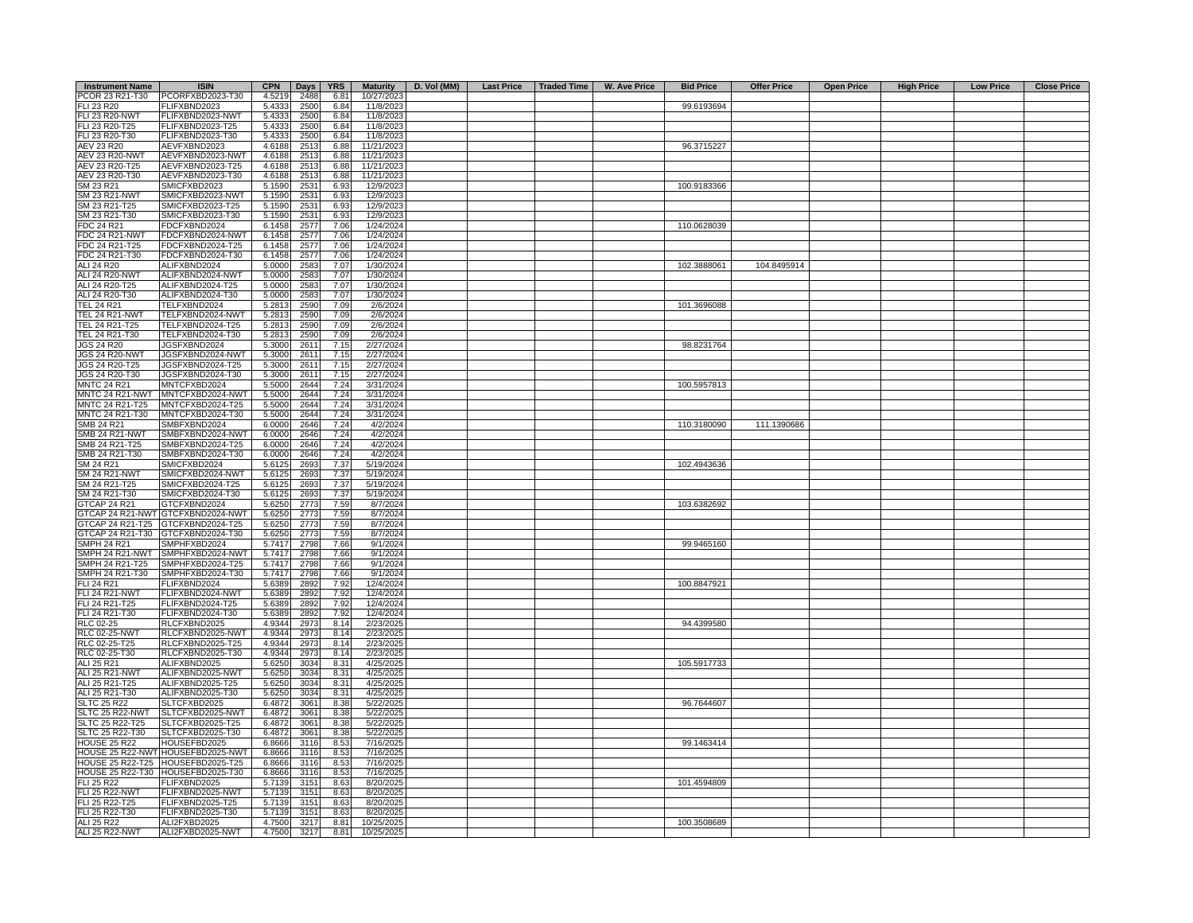| Instrument Name | ISIN | CPN | Days | YRS | Maturity | D. Vol (MM) | Last Price | Traded Time | W. Ave Price | Bid Price | Offer Price | Open Price | High Price | Low Price | Close Price |
|---|---|---|---|---|---|---|---|---|---|---|---|---|---|---|---|
| PCOR 23 R21-T30 | PCORFXBD2023-T30 | 4.5219 | 2488 | 6.81 | 10/27/2023 | | | | | | | | | | |
| FLI 23 R20 | FLIFXBND2023 | 5.4333 | 2500 | 6.84 | 11/8/2023 | | | | | 99.6193694 | | | | | |
| FLI 23 R20-NWT | FLIFXBND2023-NWT | 5.4333 | 2500 | 6.84 | 11/8/2023 | | | | | | | | | | |
| FLI 23 R20-T25 | FLIFXBND2023-T25 | 5.4333 | 2500 | 6.84 | 11/8/2023 | | | | | | | | | | |
| FLI 23 R20-T30 | FLIFXBND2023-T30 | 5.4333 | 2500 | 6.84 | 11/8/2023 | | | | | | | | | | |
| AEV 23 R20 | AEVFXBND2023 | 4.6188 | 2513 | 6.88 | 11/21/2023 | | | | | 96.3715227 | | | | | |
| AEV 23 R20-NWT | AEVFXBND2023-NWT | 4.6188 | 2513 | 6.88 | 11/21/2023 | | | | | | | | | | |
| AEV 23 R20-T25 | AEVFXBND2023-T25 | 4.6188 | 2513 | 6.88 | 11/21/2023 | | | | | | | | | | |
| AEV 23 R20-T30 | AEVFXBND2023-T30 | 4.6188 | 2513 | 6.88 | 11/21/2023 | | | | | | | | | | |
| SM 23 R21 | SMICFXBD2023 | 5.1590 | 2531 | 6.93 | 12/9/2023 | | | | | 100.9183366 | | | | | |
| SM 23 R21-NWT | SMICFXBD2023-NWT | 5.1590 | 2531 | 6.93 | 12/9/2023 | | | | | | | | | | |
| SM 23 R21-T25 | SMICFXBD2023-T25 | 5.1590 | 2531 | 6.93 | 12/9/2023 | | | | | | | | | | |
| SM 23 R21-T30 | SMICFXBD2023-T30 | 5.1590 | 2531 | 6.93 | 12/9/2023 | | | | | | | | | | |
| FDC 24 R21 | FDCFXBND2024 | 6.1458 | 2577 | 7.06 | 1/24/2024 | | | | | 110.0628039 | | | | | |
| FDC 24 R21-NWT | FDCFXBND2024-NWT | 6.1458 | 2577 | 7.06 | 1/24/2024 | | | | | | | | | | |
| FDC 24 R21-T25 | FDCFXBND2024-T25 | 6.1458 | 2577 | 7.06 | 1/24/2024 | | | | | | | | | | |
| FDC 24 R21-T30 | FDCFXBND2024-T30 | 6.1458 | 2577 | 7.06 | 1/24/2024 | | | | | | | | | | |
| ALI 24 R20 | ALIFXBND2024 | 5.0000 | 2583 | 7.07 | 1/30/2024 | | | | | 102.3888061 | 104.8495914 | | | | |
| ALI 24 R20-NWT | ALIFXBND2024-NWT | 5.0000 | 2583 | 7.07 | 1/30/2024 | | | | | | | | | | |
| ALI 24 R20-T25 | ALIFXBND2024-T25 | 5.0000 | 2583 | 7.07 | 1/30/2024 | | | | | | | | | | |
| ALI 24 R20-T30 | ALIFXBND2024-T30 | 5.0000 | 2583 | 7.07 | 1/30/2024 | | | | | | | | | | |
| TEL 24 R21 | TELFXBND2024 | 5.2813 | 2590 | 7.09 | 2/6/2024 | | | | | 101.3696088 | | | | | |
| TEL 24 R21-NWT | TELFXBND2024-NWT | 5.2813 | 2590 | 7.09 | 2/6/2024 | | | | | | | | | | |
| TEL 24 R21-T25 | TELFXBND2024-T25 | 5.2813 | 2590 | 7.09 | 2/6/2024 | | | | | | | | | | |
| TEL 24 R21-T30 | TELFXBND2024-T30 | 5.2813 | 2590 | 7.09 | 2/6/2024 | | | | | | | | | | |
| JGS 24 R20 | JGSFXBND2024 | 5.3000 | 2611 | 7.15 | 2/27/2024 | | | | | 98.8231764 | | | | | |
| JGS 24 R20-NWT | JGSFXBND2024-NWT | 5.3000 | 2611 | 7.15 | 2/27/2024 | | | | | | | | | | |
| JGS 24 R20-T25 | JGSFXBND2024-T25 | 5.3000 | 2611 | 7.15 | 2/27/2024 | | | | | | | | | | |
| JGS 24 R20-T30 | JGSFXBND2024-T30 | 5.3000 | 2611 | 7.15 | 2/27/2024 | | | | | | | | | | |
| MNTC 24 R21 | MNTCFXBD2024 | 5.5000 | 2644 | 7.24 | 3/31/2024 | | | | | 100.5957813 | | | | | |
| MNTC 24 R21-NWT | MNTCFXBD2024-NWT | 5.5000 | 2644 | 7.24 | 3/31/2024 | | | | | | | | | | |
| MNTC 24 R21-T25 | MNTCFXBD2024-T25 | 5.5000 | 2644 | 7.24 | 3/31/2024 | | | | | | | | | | |
| MNTC 24 R21-T30 | MNTCFXBD2024-T30 | 5.5000 | 2644 | 7.24 | 3/31/2024 | | | | | | | | | | |
| SMB 24 R21 | SMBFXBND2024 | 6.0000 | 2646 | 7.24 | 4/2/2024 | | | | | 110.3180090 | 111.1390686 | | | | |
| SMB 24 R21-NWT | SMBFXBND2024-NWT | 6.0000 | 2646 | 7.24 | 4/2/2024 | | | | | | | | | | |
| SMB 24 R21-T25 | SMBFXBND2024-T25 | 6.0000 | 2646 | 7.24 | 4/2/2024 | | | | | | | | | | |
| SMB 24 R21-T30 | SMBFXBND2024-T30 | 6.0000 | 2646 | 7.24 | 4/2/2024 | | | | | | | | | | |
| SM 24 R21 | SMICFXBD2024 | 5.6125 | 2693 | 7.37 | 5/19/2024 | | | | | 102.4943636 | | | | | |
| SM 24 R21-NWT | SMICFXBD2024-NWT | 5.6125 | 2693 | 7.37 | 5/19/2024 | | | | | | | | | | |
| SM 24 R21-T25 | SMICFXBD2024-T25 | 5.6125 | 2693 | 7.37 | 5/19/2024 | | | | | | | | | | |
| SM 24 R21-T30 | SMICFXBD2024-T30 | 5.6125 | 2693 | 7.37 | 5/19/2024 | | | | | | | | | | |
| GTCAP 24 R21 | GTCFXBND2024 | 5.6250 | 2773 | 7.59 | 8/7/2024 | | | | | 103.6382692 | | | | | |
| GTCAP 24 R21-NWT | GTCFXBND2024-NWT | 5.6250 | 2773 | 7.59 | 8/7/2024 | | | | | | | | | | |
| GTCAP 24 R21-T25 | GTCFXBND2024-T25 | 5.6250 | 2773 | 7.59 | 8/7/2024 | | | | | | | | | | |
| GTCAP 24 R21-T30 | GTCFXBND2024-T30 | 5.6250 | 2773 | 7.59 | 8/7/2024 | | | | | | | | | | |
| SMPH 24 R21 | SMPHFXBD2024 | 5.7417 | 2798 | 7.66 | 9/1/2024 | | | | | 99.9465160 | | | | | |
| SMPH 24 R21-NWT | SMPHFXBD2024-NWT | 5.7417 | 2798 | 7.66 | 9/1/2024 | | | | | | | | | | |
| SMPH 24 R21-T25 | SMPHFXBD2024-T25 | 5.7417 | 2798 | 7.66 | 9/1/2024 | | | | | | | | | | |
| SMPH 24 R21-T30 | SMPHFXBD2024-T30 | 5.7417 | 2798 | 7.66 | 9/1/2024 | | | | | | | | | | |
| FLI 24 R21 | FLIFXBND2024 | 5.6389 | 2892 | 7.92 | 12/4/2024 | | | | | 100.8847921 | | | | | |
| FLI 24 R21-NWT | FLIFXBND2024-NWT | 5.6389 | 2892 | 7.92 | 12/4/2024 | | | | | | | | | | |
| FLI 24 R21-T25 | FLIFXBND2024-T25 | 5.6389 | 2892 | 7.92 | 12/4/2024 | | | | | | | | | | |
| FLI 24 R21-T30 | FLIFXBND2024-T30 | 5.6389 | 2892 | 7.92 | 12/4/2024 | | | | | | | | | | |
| RLC 02-25 | RLCFXBND2025 | 4.9344 | 2973 | 8.14 | 2/23/2025 | | | | | 94.4399580 | | | | | |
| RLC 02-25-NWT | RLCFXBND2025-NWT | 4.9344 | 2973 | 8.14 | 2/23/2025 | | | | | | | | | | |
| RLC 02-25-T25 | RLCFXBND2025-T25 | 4.9344 | 2973 | 8.14 | 2/23/2025 | | | | | | | | | | |
| RLC 02-25-T30 | RLCFXBND2025-T30 | 4.9344 | 2973 | 8.14 | 2/23/2025 | | | | | | | | | | |
| ALI 25 R21 | ALIFXBND2025 | 5.6250 | 3034 | 8.31 | 4/25/2025 | | | | | 105.5917733 | | | | | |
| ALI 25 R21-NWT | ALIFXBND2025-NWT | 5.6250 | 3034 | 8.31 | 4/25/2025 | | | | | | | | | | |
| ALI 25 R21-T25 | ALIFXBND2025-T25 | 5.6250 | 3034 | 8.31 | 4/25/2025 | | | | | | | | | | |
| ALI 25 R21-T30 | ALIFXBND2025-T30 | 5.6250 | 3034 | 8.31 | 4/25/2025 | | | | | | | | | | |
| SLTC 25 R22 | SLTCFXBD2025 | 6.4872 | 3061 | 8.38 | 5/22/2025 | | | | | 96.7644607 | | | | | |
| SLTC 25 R22-NWT | SLTCFXBD2025-NWT | 6.4872 | 3061 | 8.38 | 5/22/2025 | | | | | | | | | | |
| SLTC 25 R22-T25 | SLTCFXBD2025-T25 | 6.4872 | 3061 | 8.38 | 5/22/2025 | | | | | | | | | | |
| SLTC 25 R22-T30 | SLTCFXBD2025-T30 | 6.4872 | 3061 | 8.38 | 5/22/2025 | | | | | | | | | | |
| HOUSE 25 R22 | HOUSEFBD2025 | 6.8666 | 3116 | 8.53 | 7/16/2025 | | | | | 99.1463414 | | | | | |
| HOUSE 25 R22-NWT | HOUSEFBD2025-NWT | 6.8666 | 3116 | 8.53 | 7/16/2025 | | | | | | | | | | |
| HOUSE 25 R22-T25 | HOUSEFBD2025-T25 | 6.8666 | 3116 | 8.53 | 7/16/2025 | | | | | | | | | | |
| HOUSE 25 R22-T30 | HOUSEFBD2025-T30 | 6.8666 | 3116 | 8.53 | 7/16/2025 | | | | | | | | | | |
| FLI 25 R22 | FLIFXBND2025 | 5.7139 | 3151 | 8.63 | 8/20/2025 | | | | | 101.4594809 | | | | | |
| FLI 25 R22-NWT | FLIFXBND2025-NWT | 5.7139 | 3151 | 8.63 | 8/20/2025 | | | | | | | | | | |
| FLI 25 R22-T25 | FLIFXBND2025-T25 | 5.7139 | 3151 | 8.63 | 8/20/2025 | | | | | | | | | | |
| FLI 25 R22-T30 | FLIFXBND2025-T30 | 5.7139 | 3151 | 8.63 | 8/20/2025 | | | | | | | | | | |
| ALI 25 R22 | ALI2FXBD2025 | 4.7500 | 3217 | 8.81 | 10/25/2025 | | | | | 100.3508689 | | | | | |
| ALI 25 R22-NWT | ALI2FXBD2025-NWT | 4.7500 | 3217 | 8.81 | 10/25/2025 | | | | | | | | | | |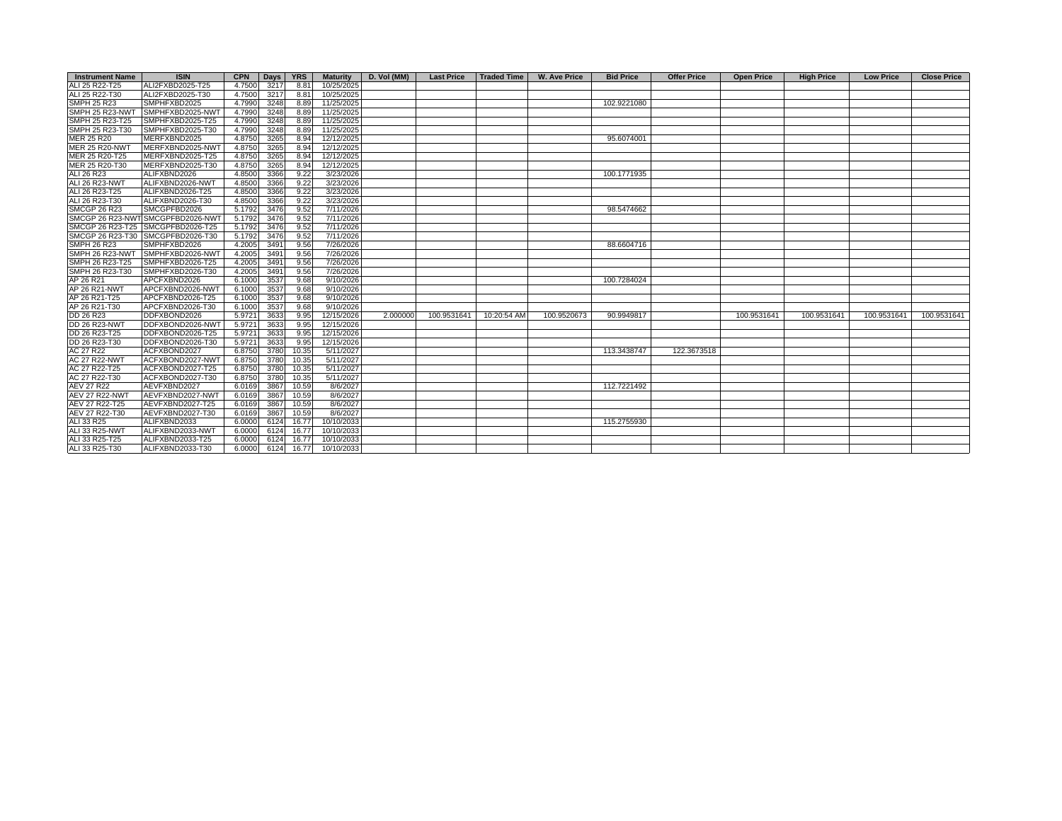| Instrument Name | ISIN | CPN | Days | YRS | Maturity | D. Vol (MM) | Last Price | Traded Time | W. Ave Price | Bid Price | Offer Price | Open Price | High Price | Low Price | Close Price |
|---|---|---|---|---|---|---|---|---|---|---|---|---|---|---|---|
| ALI 25 R22-T25 | ALI2FXBD2025-T25 | 4.7500 | 3217 | 8.81 | 10/25/2025 | | | | | | | | | | |
| ALI 25 R22-T30 | ALI2FXBD2025-T30 | 4.7500 | 3217 | 8.81 | 10/25/2025 | | | | | | | | | | |
| SMPH 25 R23 | SMPHFXBD2025 | 4.7990 | 3248 | 8.89 | 11/25/2025 | | | | | 102.9221080 | | | | | |
| SMPH 25 R23-NWT | SMPHFXBD2025-NWT | 4.7990 | 3248 | 8.89 | 11/25/2025 | | | | | | | | | | |
| SMPH 25 R23-T25 | SMPHFXBD2025-T25 | 4.7990 | 3248 | 8.89 | 11/25/2025 | | | | | | | | | | |
| SMPH 25 R23-T30 | SMPHFXBD2025-T30 | 4.7990 | 3248 | 8.89 | 11/25/2025 | | | | | | | | | | |
| MER 25 R20 | MERFXBND2025 | 4.8750 | 3265 | 8.94 | 12/12/2025 | | | | | 95.6074001 | | | | | |
| MER 25 R20-NWT | MERFXBND2025-NWT | 4.8750 | 3265 | 8.94 | 12/12/2025 | | | | | | | | | | |
| MER 25 R20-T25 | MERFXBND2025-T25 | 4.8750 | 3265 | 8.94 | 12/12/2025 | | | | | | | | | | |
| MER 25 R20-T30 | MERFXBND2025-T30 | 4.8750 | 3265 | 8.94 | 12/12/2025 | | | | | | | | | | |
| ALI 26 R23 | ALIFXBND2026 | 4.8500 | 3366 | 9.22 | 3/23/2026 | | | | | 100.1771935 | | | | | |
| ALI 26 R23-NWT | ALIFXBND2026-NWT | 4.8500 | 3366 | 9.22 | 3/23/2026 | | | | | | | | | | |
| ALI 26 R23-T25 | ALIFXBND2026-T25 | 4.8500 | 3366 | 9.22 | 3/23/2026 | | | | | | | | | | |
| ALI 26 R23-T30 | ALIFXBND2026-T30 | 4.8500 | 3366 | 9.22 | 3/23/2026 | | | | | | | | | | |
| SMCGP 26 R23 | SMCGPFBD2026 | 5.1792 | 3476 | 9.52 | 7/11/2026 | | | | | 98.5474662 | | | | | |
| SMCGP 26 R23-NWT | SMCGPFBD2026-NWT | 5.1792 | 3476 | 9.52 | 7/11/2026 | | | | | | | | | | |
| SMCGP 26 R23-T25 | SMCGPFBD2026-T25 | 5.1792 | 3476 | 9.52 | 7/11/2026 | | | | | | | | | | |
| SMCGP 26 R23-T30 | SMCGPFBD2026-T30 | 5.1792 | 3476 | 9.52 | 7/11/2026 | | | | | | | | | | |
| SMPH 26 R23 | SMPHFXBD2026 | 4.2005 | 3491 | 9.56 | 7/26/2026 | | | | | 88.6604716 | | | | | |
| SMPH 26 R23-NWT | SMPHFXBD2026-NWT | 4.2005 | 3491 | 9.56 | 7/26/2026 | | | | | | | | | | |
| SMPH 26 R23-T25 | SMPHFXBD2026-T25 | 4.2005 | 3491 | 9.56 | 7/26/2026 | | | | | | | | | | |
| SMPH 26 R23-T30 | SMPHFXBD2026-T30 | 4.2005 | 3491 | 9.56 | 7/26/2026 | | | | | | | | | | |
| AP 26 R21 | APCFXBND2026 | 6.1000 | 3537 | 9.68 | 9/10/2026 | | | | | 100.7284024 | | | | | |
| AP 26 R21-NWT | APCFXBND2026-NWT | 6.1000 | 3537 | 9.68 | 9/10/2026 | | | | | | | | | | |
| AP 26 R21-T25 | APCFXBND2026-T25 | 6.1000 | 3537 | 9.68 | 9/10/2026 | | | | | | | | | | |
| AP 26 R21-T30 | APCFXBND2026-T30 | 6.1000 | 3537 | 9.68 | 9/10/2026 | | | | | | | | | | |
| DD 26 R23 | DDFXBOND2026 | 5.9721 | 3633 | 9.95 | 12/15/2026 | 2.000000 | 100.9531641 | 10:20:54 AM | 100.9520673 | 90.9949817 | | 100.9531641 | 100.9531641 | 100.9531641 | 100.9531641 |
| DD 26 R23-NWT | DDFXBOND2026-NWT | 5.9721 | 3633 | 9.95 | 12/15/2026 | | | | | | | | | | |
| DD 26 R23-T25 | DDFXBOND2026-T25 | 5.9721 | 3633 | 9.95 | 12/15/2026 | | | | | | | | | | |
| DD 26 R23-T30 | DDFXBOND2026-T30 | 5.9721 | 3633 | 9.95 | 12/15/2026 | | | | | | | | | | |
| AC 27 R22 | ACFXBOND2027 | 6.8750 | 3780 | 10.35 | 5/11/2027 | | | | | 113.3438747 | 122.3673518 | | | | |
| AC 27 R22-NWT | ACFXBOND2027-NWT | 6.8750 | 3780 | 10.35 | 5/11/2027 | | | | | | | | | | |
| AC 27 R22-T25 | ACFXBOND2027-T25 | 6.8750 | 3780 | 10.35 | 5/11/2027 | | | | | | | | | | |
| AC 27 R22-T30 | ACFXBOND2027-T30 | 6.8750 | 3780 | 10.35 | 5/11/2027 | | | | | | | | | | |
| AEV 27 R22 | AEVFXBND2027 | 6.0169 | 3867 | 10.59 | 8/6/2027 | | | | | 112.7221492 | | | | | |
| AEV 27 R22-NWT | AEVFXBND2027-NWT | 6.0169 | 3867 | 10.59 | 8/6/2027 | | | | | | | | | | |
| AEV 27 R22-T25 | AEVFXBND2027-T25 | 6.0169 | 3867 | 10.59 | 8/6/2027 | | | | | | | | | | |
| AEV 27 R22-T30 | AEVFXBND2027-T30 | 6.0169 | 3867 | 10.59 | 8/6/2027 | | | | | | | | | | |
| ALI 33 R25 | ALIFXBND2033 | 6.0000 | 6124 | 16.77 | 10/10/2033 | | | | | 115.2755930 | | | | | |
| ALI 33 R25-NWT | ALIFXBND2033-NWT | 6.0000 | 6124 | 16.77 | 10/10/2033 | | | | | | | | | | |
| ALI 33 R25-T25 | ALIFXBND2033-T25 | 6.0000 | 6124 | 16.77 | 10/10/2033 | | | | | | | | | | |
| ALI 33 R25-T30 | ALIFXBND2033-T30 | 6.0000 | 6124 | 16.77 | 10/10/2033 | | | | | | | | | | |